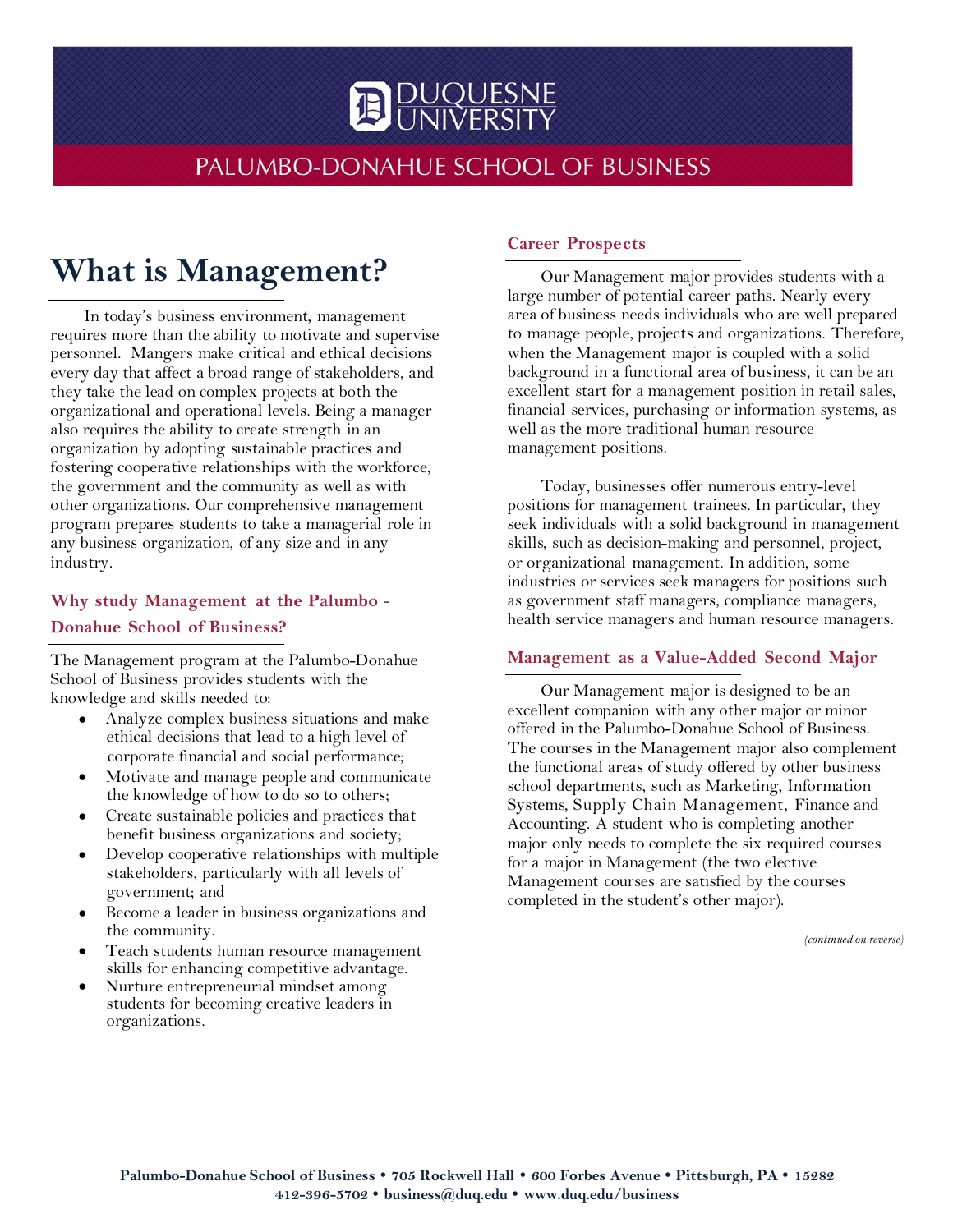# Duquesne University

## Palumbo-Donahue School of Business

# What is Management?

In today's business environment, management requires more than the ability to motivate and supervise personnel. Mangers make critical and ethical decisions every day that affect a broad range of stakeholders, and they take the lead on complex projects at both the organizational and operational levels. Being a manager also requires the ability to create strength in an organization by adopting sustainable practices and fostering cooperative relationships with the workforce, the government and the community as well as with other organizations. Our comprehensive management program prepares students to take a managerial role in any business organization, of any size and in any industry.

### Why study Management at the Palumbo - Donahue School of Business?

The Management program at the Palumbo-Donahue School of Business provides students with the knowledge and skills needed to:

- Analyze complex business situations and make ethical decisions that lead to a high level of corporate financial and social performance;
- Motivate and manage people and communicate the knowledge of how to do so to others;
- Create sustainable policies and practices that benefit business organizations and society;
- Develop cooperative relationships with multiple stakeholders, particularly with all levels of government; and
- Become a leader in business organizations and the community.
- Teach students human resource management skills for enhancing competitive advantage.
- Nurture entrepreneurial mindset among students for becoming creative leaders in organizations.

### Career Prospects

Our Management major provides students with a large number of potential career paths. Nearly every area of business needs individuals who are well prepared to manage people, projects and organizations. Therefore, when the Management major is coupled with a solid background in a functional area of business, it can be an excellent start for a management position in retail sales, financial services, purchasing or information systems, as well as the more traditional human resource management positions.

Today, businesses offer numerous entry-level positions for management trainees. In particular, they seek individuals with a solid background in management skills, such as decision-making and personnel, project, or organizational management. In addition, some industries or services seek managers for positions such as government staff managers, compliance managers, health service managers and human resource managers.

### Management as a Value-Added Second Major

Our Management major is designed to be an excellent companion with any other major or minor offered in the Palumbo-Donahue School of Business. The courses in the Management major also complement the functional areas of study offered by other business school departments, such as Marketing, Information Systems, Supply Chain Management, Finance and Accounting. A student who is completing another major only needs to complete the six required courses for a major in Management (the two elective Management courses are satisfied by the courses completed in the student's other major).

*(continued on reverse)*

**Palumbo-Donahue School of Business • 705 Rockwell Hall • 600 Forbes Avenue • Pittsburgh, PA • 15282**
**412-396-5702 • business@duq.edu • www.duq.edu/business**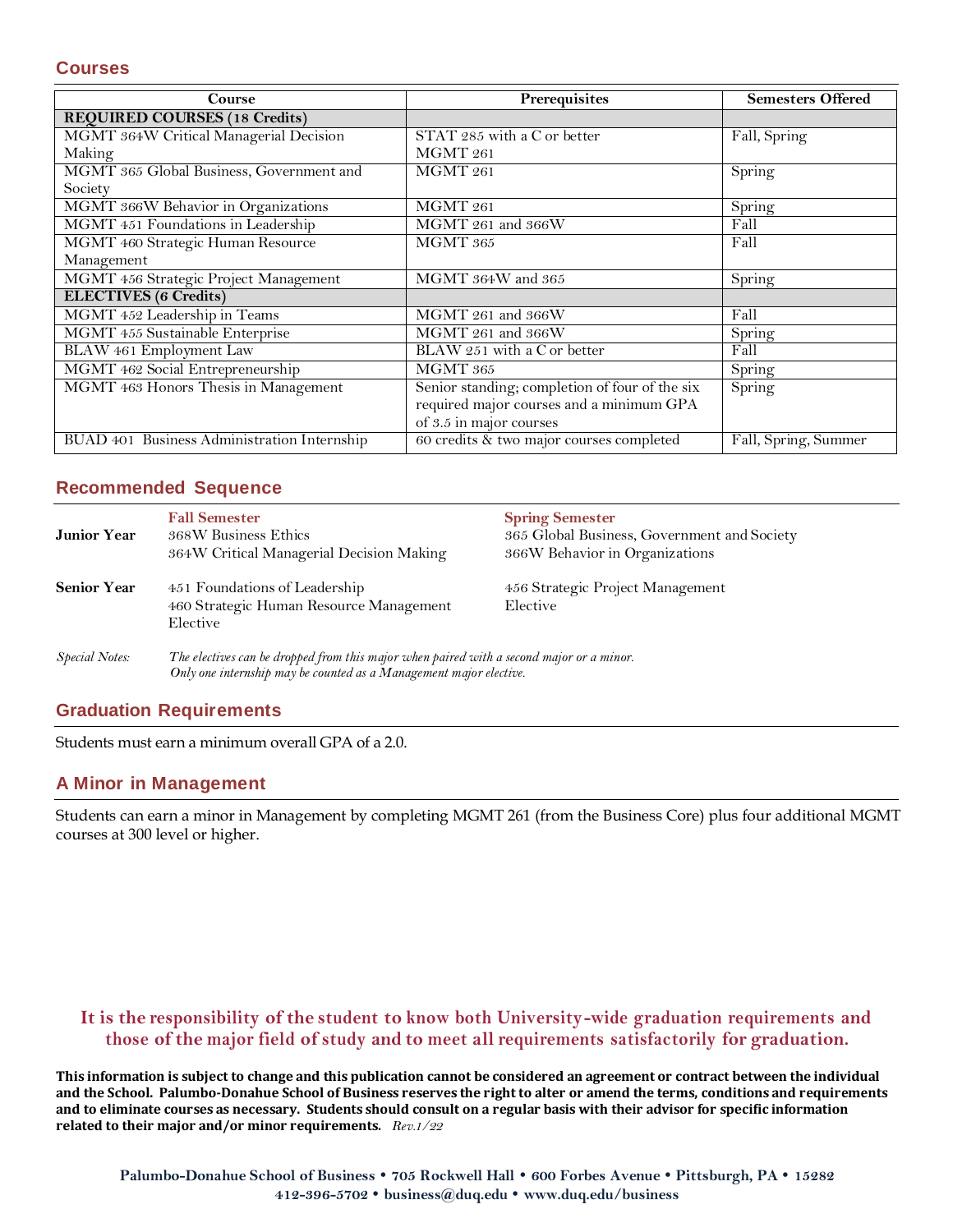## Courses

| Course | Prerequisites | Semesters Offered |
|---|---|---|
| **REQUIRED COURSES (18 Credits)** | | |
| MGMT 364W Critical Managerial Decision Making | STAT 285 with a C or better MGMT 261 | Fall, Spring |
| MGMT 365 Global Business, Government and Society | MGMT 261 | Spring |
| MGMT 366W Behavior in Organizations | MGMT 261 | Spring |
| MGMT 451 Foundations in Leadership | MGMT 261 and 366W | Fall |
| MGMT 460 Strategic Human Resource Management | MGMT 365 | Fall |
| MGMT 456 Strategic Project Management | MGMT 364W and 365 | Spring |
| **ELECTIVES (6 Credits)** | | |
| MGMT 452 Leadership in Teams | MGMT 261 and 366W | Fall |
| MGMT 455 Sustainable Enterprise | MGMT 261 and 366W | Spring |
| BLAW 461 Employment Law | BLAW 251 with a C or better | Fall |
| MGMT 462 Social Entrepreneurship | MGMT 365 | Spring |
| MGMT 463 Honors Thesis in Management | Senior standing; completion of four of the six required major courses and a minimum GPA of 3.5 in major courses | Spring |
| BUAD 401 Business Administration Internship | 60 credits & two major courses completed | Fall, Spring, Summer |

## Recommended Sequence

| | Fall Semester | Spring Semester |
|---|---|---|
| **Junior Year** | 368W Business Ethics<br>364W Critical Managerial Decision Making | 365 Global Business, Government and Society<br>366W Behavior in Organizations |
| **Senior Year** | 451 Foundations of Leadership<br>460 Strategic Human Resource Management<br>Elective | 456 Strategic Project Management<br>Elective |

*Special Notes:* *The electives can be dropped from this major when paired with a second major or a minor.*
*Only one internship may be counted as a Management major elective.*

## Graduation Requirements

Students must earn a minimum overall GPA of a 2.0.

## A Minor in Management

Students can earn a minor in Management by completing MGMT 261 (from the Business Core) plus four additional MGMT courses at 300 level or higher.

**It is the responsibility of the student to know both University-wide graduation requirements and those of the major field of study and to meet all requirements satisfactorily for graduation.**

**This information is subject to change and this publication cannot be considered an agreement or contract between the individual and the School. Palumbo-Donahue School of Business reserves the right to alter or amend the terms, conditions and requirements and to eliminate courses as necessary. Students should consult on a regular basis with their advisor for specific information related to their major and/or minor requirements.** *Rev.1/22*

**Palumbo-Donahue School of Business • 705 Rockwell Hall • 600 Forbes Avenue • Pittsburgh, PA • 15282**
**412-396-5702 • business@duq.edu • www.duq.edu/business**